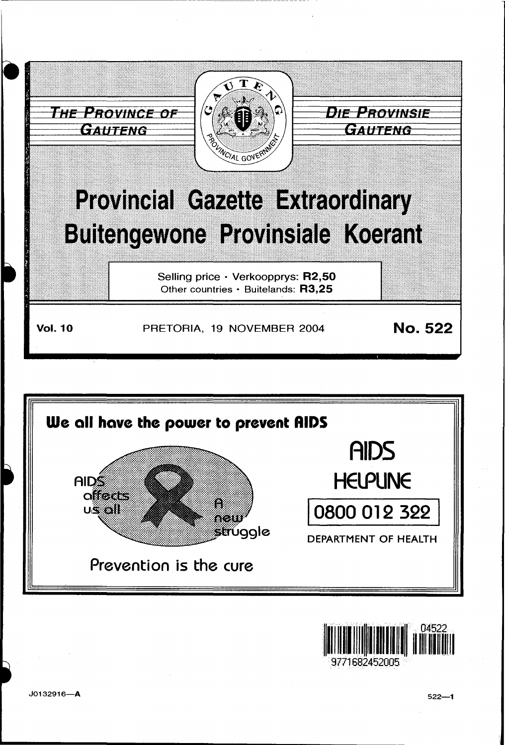THE PROVINCE OF GAUTENG

DIE PROVINSIE GAUTENG

# Provincial Gazette Extraordinary
# Buitengewone Provinsiale Koerant

Selling price · Verkoopprys: **R2,50**
Other countries · Buitelands: **R3,25**

**Vol. 10** PRETORIA, 19 NOVEMBER 2004 **No. 522**

**We all have the power to prevent AIDS**

AIDS affects us all

A new struggle

Prevention is the cure

AIDS HELPLINE

0800 012 322

DEPARTMENT OF HEALTH

J0132916—A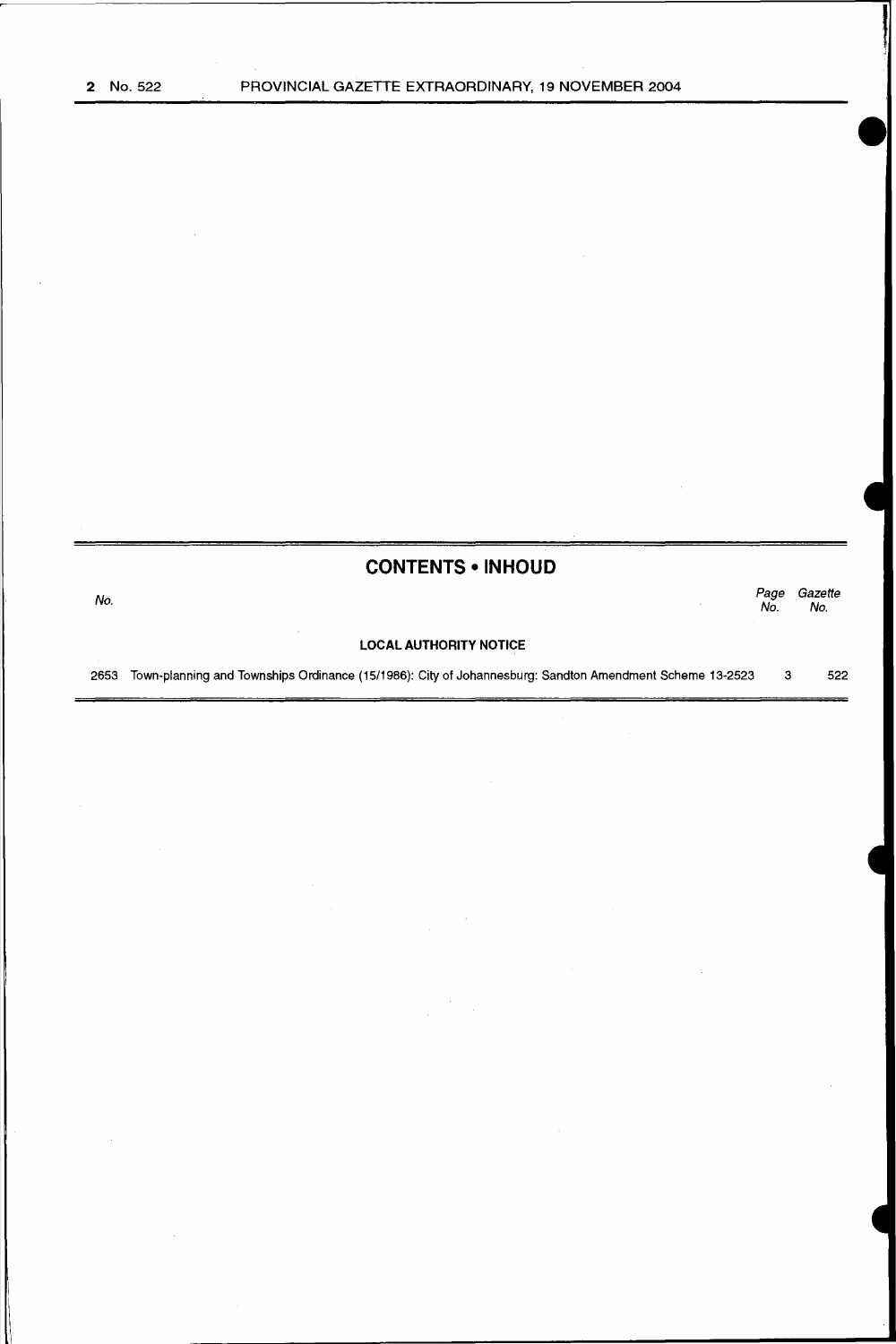## CONTENTS • INHOUD

| No. | | Page No. | Gazette No. |
|---|---|---|---|
| | **LOCAL AUTHORITY NOTICE** | | |
| 2653 | Town-planning and Townships Ordinance (15/1986): City of Johannesburg: Sandton Amendment Scheme 13-2523 | 3 | 522 |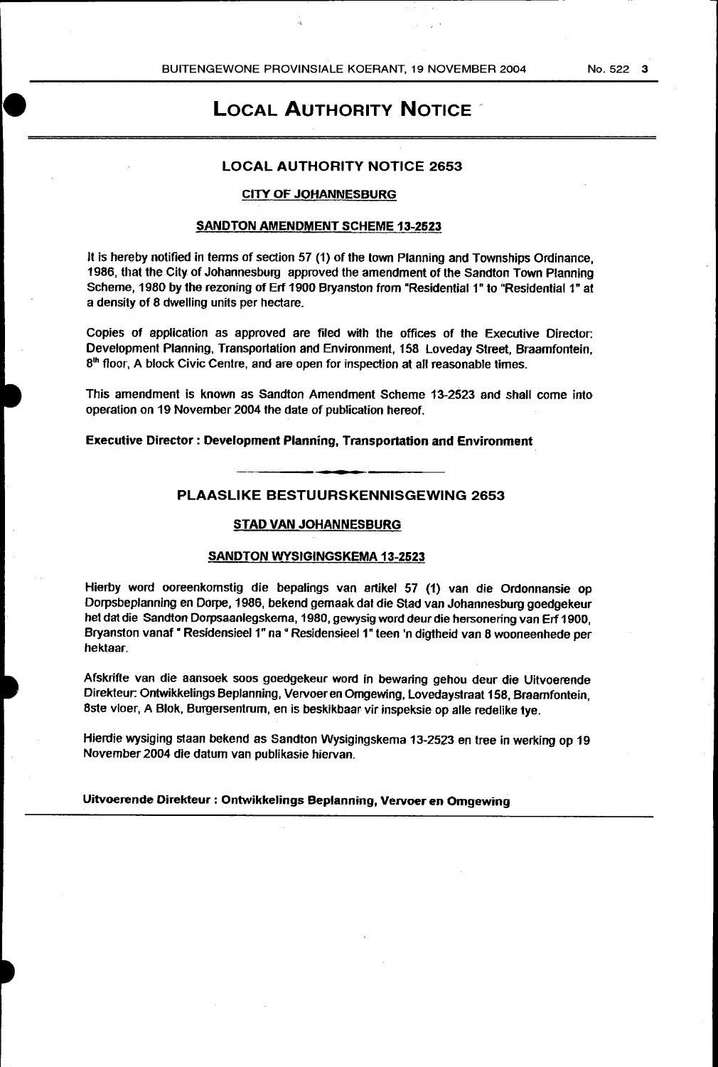# LOCAL AUTHORITY NOTICE

## LOCAL AUTHORITY NOTICE 2653

### CITY OF JOHANNESBURG

### SANDTON AMENDMENT SCHEME 13-2523

It is hereby notified in terms of section 57 (1) of the town Planning and Townships Ordinance, 1986, that the City of Johannesburg approved the amendment of the Sandton Town Planning Scheme, 1980 by the rezoning of Erf 1900 Bryanston from "Residential 1" to "Residential 1" at a density of 8 dwelling units per hectare.

Copies of application as approved are filed with the offices of the Executive Director: Development Planning, Transportation and Environment, 158 Loveday Street, Braamfontein, 8th floor, A block Civic Centre, and are open for inspection at all reasonable times.

This amendment is known as Sandton Amendment Scheme 13-2523 and shall come into operation on 19 November 2004 the date of publication hereof.

**Executive Director : Development Planning, Transportation and Environment**

---

## PLAASLIKE BESTUURSKENNISGEWING 2653

### STAD VAN JOHANNESBURG

### SANDTON WYSIGINGSKEMA 13-2523

Hierby word ooreenkomstig die bepalings van artikel 57 (1) van die Ordonnansie op Dorpsbeplanning en Dorpe, 1986, bekend gemaak dat die Stad van Johannesburg goedgekeur het dat die Sandton Dorpsaanlegskema, 1980, gewysig word deur die hersonering van Erf 1900, Bryanston vanaf " Residensieel 1" na " Residensieel 1" teen 'n digtheid van 8 wooneenhede per hektaar.

Afskrifte van die aansoek soos goedgekeur word in bewaring gehou deur die Uitvoerende Direkteur: Ontwikkelings Beplanning, Vervoer en Omgewing, Lovedaystraat 158, Braamfontein, 8ste vloer, A Blok, Burgersentrum, en is beskikbaar vir inspeksie op alle redelike tye.

Hierdie wysiging staan bekend as Sandton Wysigingskema 13-2523 en tree in werking op 19 November 2004 die datum van publikasie hiervan.

**Uitvoerende Direkteur : Ontwikkelings Beplanning, Vervoer en Omgewing**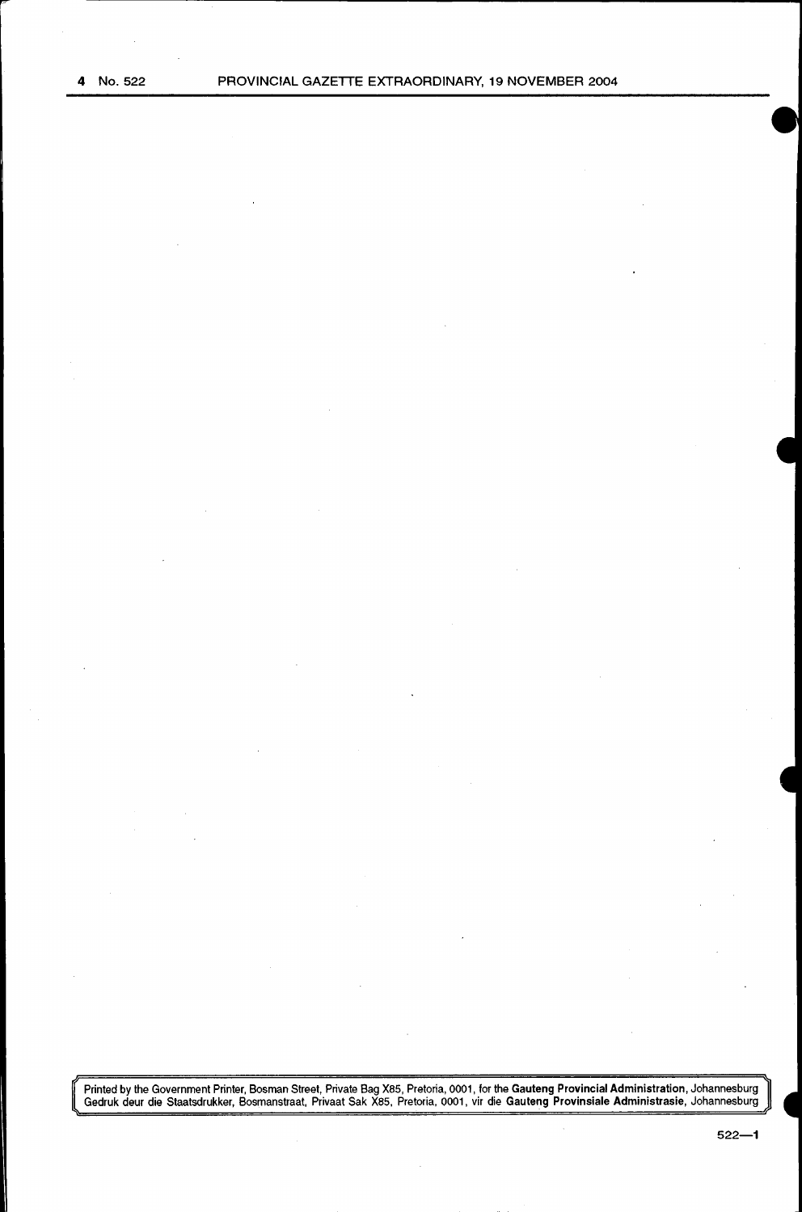Printed by the Government Printer, Bosman Street, Private Bag X85, Pretoria, 0001, for the **Gauteng Provincial Administration**, Johannesburg
Gedruk deur die Staatsdrukker, Bosmanstraat, Privaat Sak X85, Pretoria, 0001, vir die **Gauteng Provinsiale Administrasie**, Johannesburg

522—1